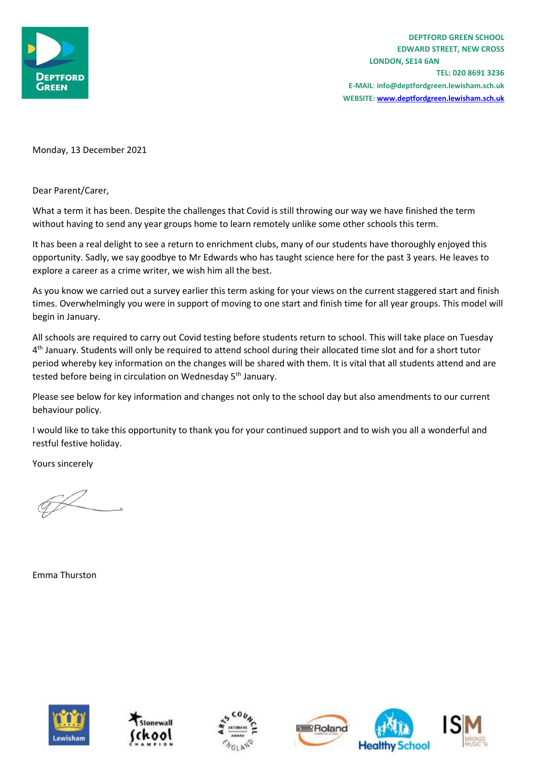DEPTFORD GREEN SCHOOL
EDWARD STREET, NEW CROSS
LONDON, SE14 6AN
TEL: 020 8691 3236
E-MAIL: info@deptfordgreen.lewisham.sch.uk
WEBSITE: www.deptfordgreen.lewisham.sch.uk

Monday, 13 December 2021

Dear Parent/Carer,

What a term it has been. Despite the challenges that Covid is still throwing our way we have finished the term without having to send any year groups home to learn remotely unlike some other schools this term.

It has been a real delight to see a return to enrichment clubs, many of our students have thoroughly enjoyed this opportunity. Sadly, we say goodbye to Mr Edwards who has taught science here for the past 3 years. He leaves to explore a career as a crime writer, we wish him all the best.

As you know we carried out a survey earlier this term asking for your views on the current staggered start and finish times. Overwhelmingly you were in support of moving to one start and finish time for all year groups. This model will begin in January.

All schools are required to carry out Covid testing before students return to school. This will take place on Tuesday 4th January. Students will only be required to attend school during their allocated time slot and for a short tutor period whereby key information on the changes will be shared with them. It is vital that all students attend and are tested before being in circulation on Wednesday 5th January.

Please see below for key information and changes not only to the school day but also amendments to our current behaviour policy.

I would like to take this opportunity to thank you for your continued support and to wish you all a wonderful and restful festive holiday.

Yours sincerely

Emma Thurston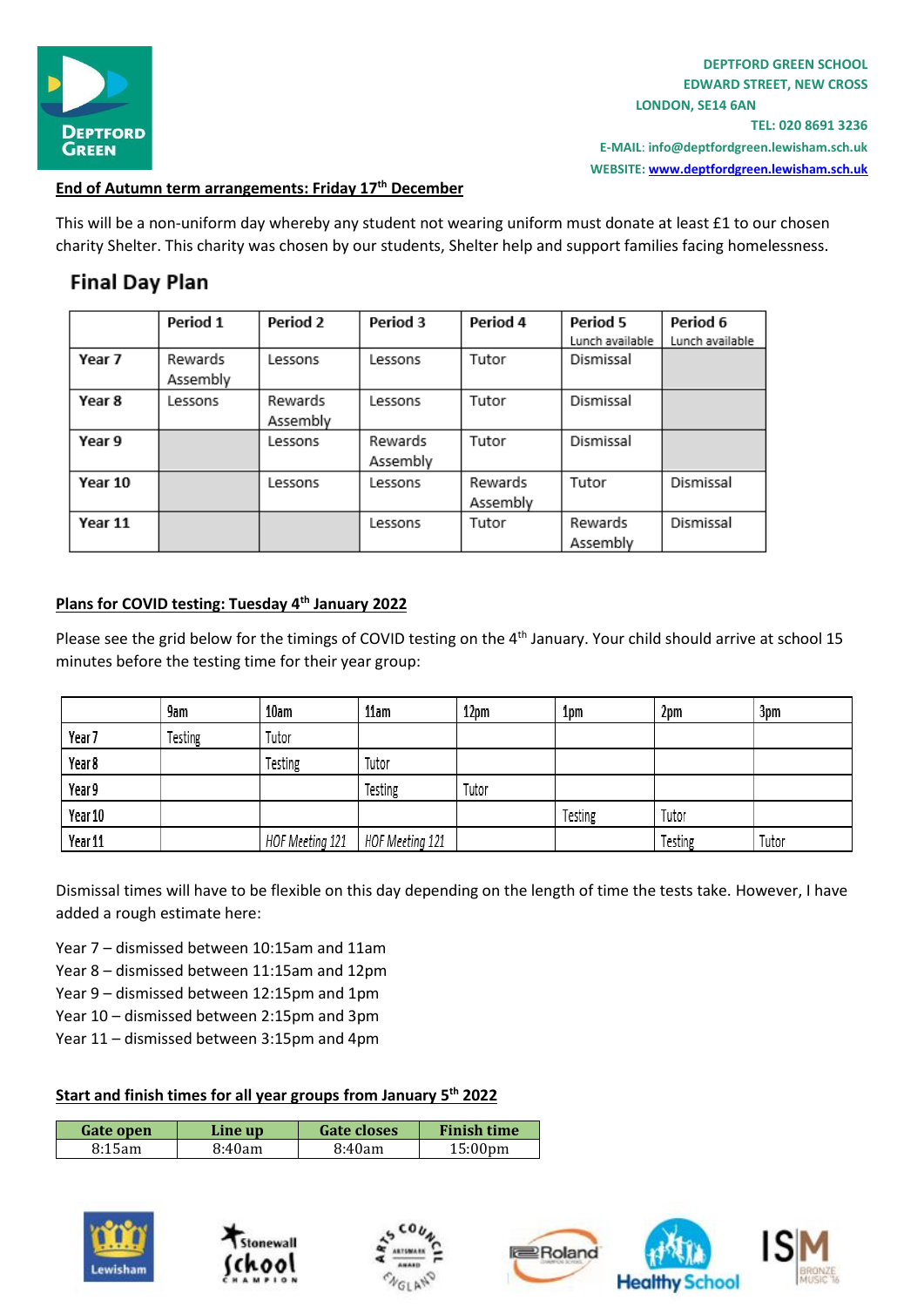DEPTFORD GREEN SCHOOL
EDWARD STREET, NEW CROSS
LONDON, SE14 6AN
TEL: 020 8691 3236
E-MAIL: info@deptfordgreen.lewisham.sch.uk
WEBSITE: www.deptfordgreen.lewisham.sch.uk

**End of Autumn term arrangements: Friday 17th December**

This will be a non-uniform day whereby any student not wearing uniform must donate at least £1 to our chosen charity Shelter. This charity was chosen by our students, Shelter help and support families facing homelessness.

## Final Day Plan

| | Period 1 | Period 2 | Period 3 | Period 4 | Period 5 Lunch available | Period 6 Lunch available |
|---|---|---|---|---|---|---|
| **Year 7** | Rewards Assembly | Lessons | Lessons | Tutor | Dismissal | |
| **Year 8** | Lessons | Rewards Assembly | Lessons | Tutor | Dismissal | |
| **Year 9** | | Lessons | Rewards Assembly | Tutor | Dismissal | |
| **Year 10** | | Lessons | Lessons | Rewards Assembly | Tutor | Dismissal |
| **Year 11** | | | Lessons | Tutor | Rewards Assembly | Dismissal |

**Plans for COVID testing: Tuesday 4th January 2022**

Please see the grid below for the timings of COVID testing on the 4th January. Your child should arrive at school 15 minutes before the testing time for their year group:

| | 9am | 10am | 11am | 12pm | 1pm | 2pm | 3pm |
|---|---|---|---|---|---|---|---|
| Year 7 | Testing | Tutor | | | | | |
| Year 8 | | Testing | Tutor | | | | |
| Year 9 | | | Testing | Tutor | | | |
| Year 10 | | | | | Testing | Tutor | |
| Year 11 | | *HOF Meeting 121* | *HOF Meeting 121* | | | Testing | Tutor |

Dismissal times will have to be flexible on this day depending on the length of time the tests take. However, I have added a rough estimate here:

Year 7 – dismissed between 10:15am and 11am
Year 8 – dismissed between 11:15am and 12pm
Year 9 – dismissed between 12:15pm and 1pm
Year 10 – dismissed between 2:15pm and 3pm
Year 11 – dismissed between 3:15pm and 4pm

**Start and finish times for all year groups from January 5th 2022**

| Gate open | Line up | Gate closes | Finish time |
|---|---|---|---|
| 8:15am | 8:40am | 8:40am | 15:00pm |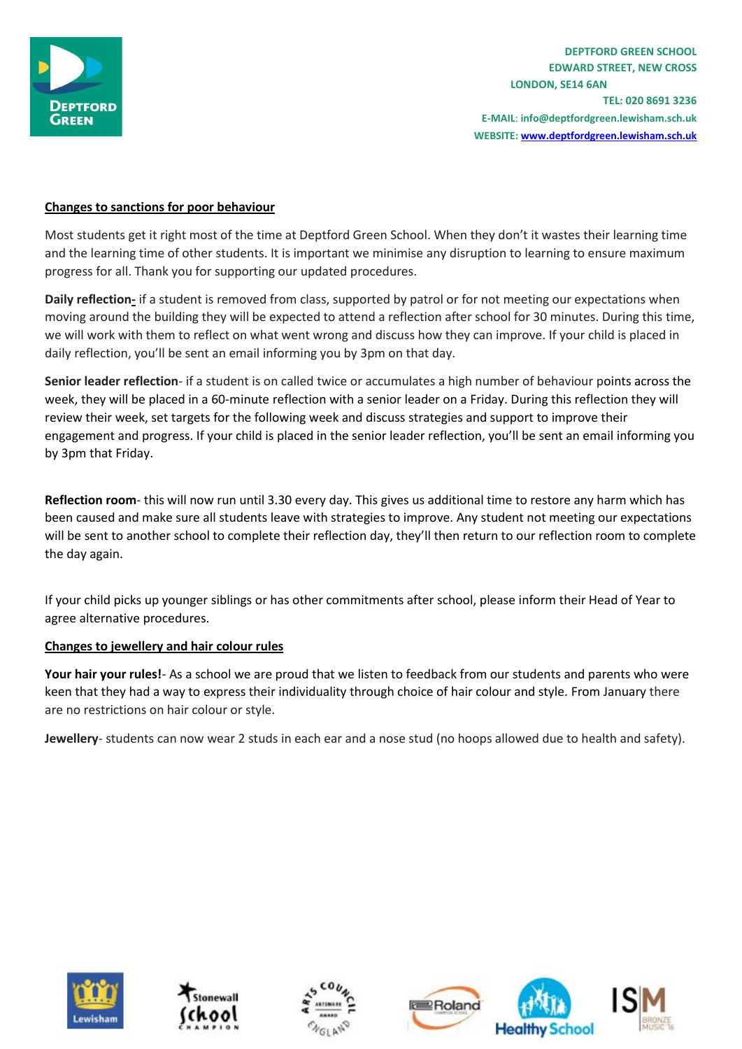DEPTFORD GREEN SCHOOL
EDWARD STREET, NEW CROSS
LONDON, SE14 6AN
TEL: 020 8691 3236
E-MAIL: info@deptfordgreen.lewisham.sch.uk
WEBSITE: www.deptfordgreen.lewisham.sch.uk

## Changes to sanctions for poor behaviour

Most students get it right most of the time at Deptford Green School. When they don't it wastes their learning time and the learning time of other students. It is important we minimise any disruption to learning to ensure maximum progress for all. Thank you for supporting our updated procedures.

**Daily reflection-** if a student is removed from class, supported by patrol or for not meeting our expectations when moving around the building they will be expected to attend a reflection after school for 30 minutes. During this time, we will work with them to reflect on what went wrong and discuss how they can improve. If your child is placed in daily reflection, you'll be sent an email informing you by 3pm on that day.

**Senior leader reflection**- if a student is on called twice or accumulates a high number of behaviour points across the week, they will be placed in a 60-minute reflection with a senior leader on a Friday. During this reflection they will review their week, set targets for the following week and discuss strategies and support to improve their engagement and progress. If your child is placed in the senior leader reflection, you'll be sent an email informing you by 3pm that Friday.

**Reflection room**- this will now run until 3.30 every day. This gives us additional time to restore any harm which has been caused and make sure all students leave with strategies to improve. Any student not meeting our expectations will be sent to another school to complete their reflection day, they'll then return to our reflection room to complete the day again.

If your child picks up younger siblings or has other commitments after school, please inform their Head of Year to agree alternative procedures.

## Changes to jewellery and hair colour rules

**Your hair your rules!**- As a school we are proud that we listen to feedback from our students and parents who were keen that they had a way to express their individuality through choice of hair colour and style. From January there are no restrictions on hair colour or style.

**Jewellery**- students can now wear 2 studs in each ear and a nose stud (no hoops allowed due to health and safety).